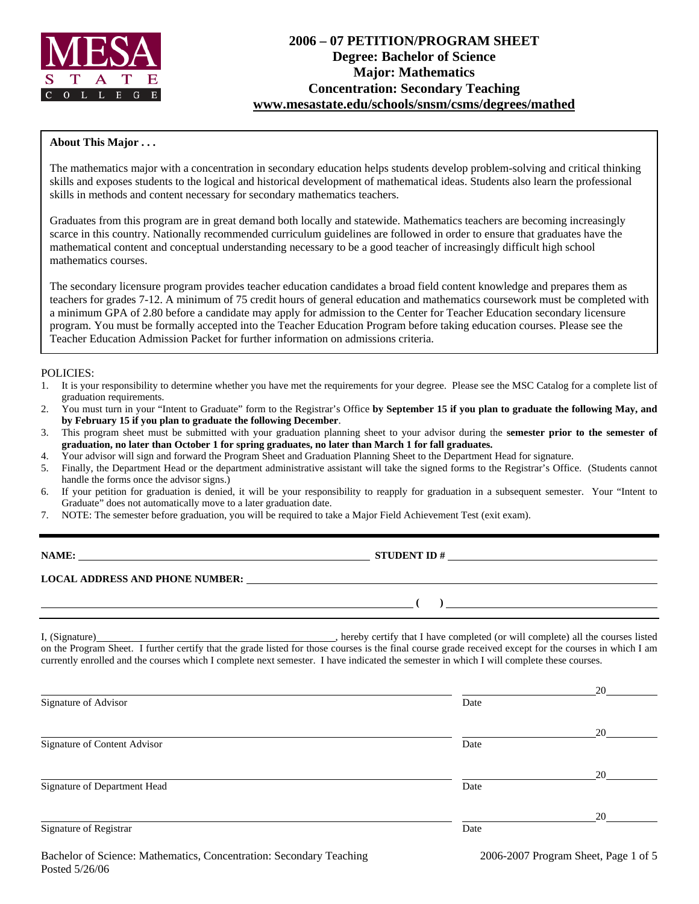# 2006 – 07 PETITION/PROGRAM SHEET

## Degree: Bachelor of Science
## Major: Mathematics
## Concentration: Secondary Teaching

**www.mesastate.edu/schools/snsm/csms/degrees/mathed**

**About This Major . . .**

The mathematics major with a concentration in secondary education helps students develop problem-solving and critical thinking skills and exposes students to the logical and historical development of mathematical ideas. Students also learn the professional skills in methods and content necessary for secondary mathematics teachers.

Graduates from this program are in great demand both locally and statewide. Mathematics teachers are becoming increasingly scarce in this country. Nationally recommended curriculum guidelines are followed in order to ensure that graduates have the mathematical content and conceptual understanding necessary to be a good teacher of increasingly difficult high school mathematics courses.

The secondary licensure program provides teacher education candidates a broad field content knowledge and prepares them as teachers for grades 7-12. A minimum of 75 credit hours of general education and mathematics coursework must be completed with a minimum GPA of 2.80 before a candidate may apply for admission to the Center for Teacher Education secondary licensure program. You must be formally accepted into the Teacher Education Program before taking education courses. Please see the Teacher Education Admission Packet for further information on admissions criteria.

POLICIES:

1. It is your responsibility to determine whether you have met the requirements for your degree. Please see the MSC Catalog for a complete list of graduation requirements.
2. You must turn in your "Intent to Graduate" form to the Registrar's Office **by September 15 if you plan to graduate the following May, and by February 15 if you plan to graduate the following December**.
3. This program sheet must be submitted with your graduation planning sheet to your advisor during the **semester prior to the semester of graduation, no later than October 1 for spring graduates, no later than March 1 for fall graduates.**
4. Your advisor will sign and forward the Program Sheet and Graduation Planning Sheet to the Department Head for signature.
5. Finally, the Department Head or the department administrative assistant will take the signed forms to the Registrar's Office. (Students cannot handle the forms once the advisor signs.)
6. If your petition for graduation is denied, it will be your responsibility to reapply for graduation in a subsequent semester. Your "Intent to Graduate" does not automatically move to a later graduation date.
7. NOTE: The semester before graduation, you will be required to take a Major Field Achievement Test (exit exam).

---

**NAME:** ______________________________ **STUDENT ID #** ______________________________

**LOCAL ADDRESS AND PHONE NUMBER:** ______________________________

______________________________ **( )** ______________________________

I, (Signature)______________________________, hereby certify that I have completed (or will complete) all the courses listed on the Program Sheet. I further certify that the grade listed for those courses is the final course grade received except for the courses in which I am currently enrolled and the courses which I complete next semester. I have indicated the semester in which I will complete these courses.

______________________________ ______________ 20______
Signature of Advisor Date

______________________________ ______________ 20______
Signature of Content Advisor Date

______________________________ ______________ 20______
Signature of Department Head Date

______________________________ ______________ 20______
Signature of Registrar Date

Bachelor of Science: Mathematics, Concentration: Secondary Teaching
Posted 5/26/06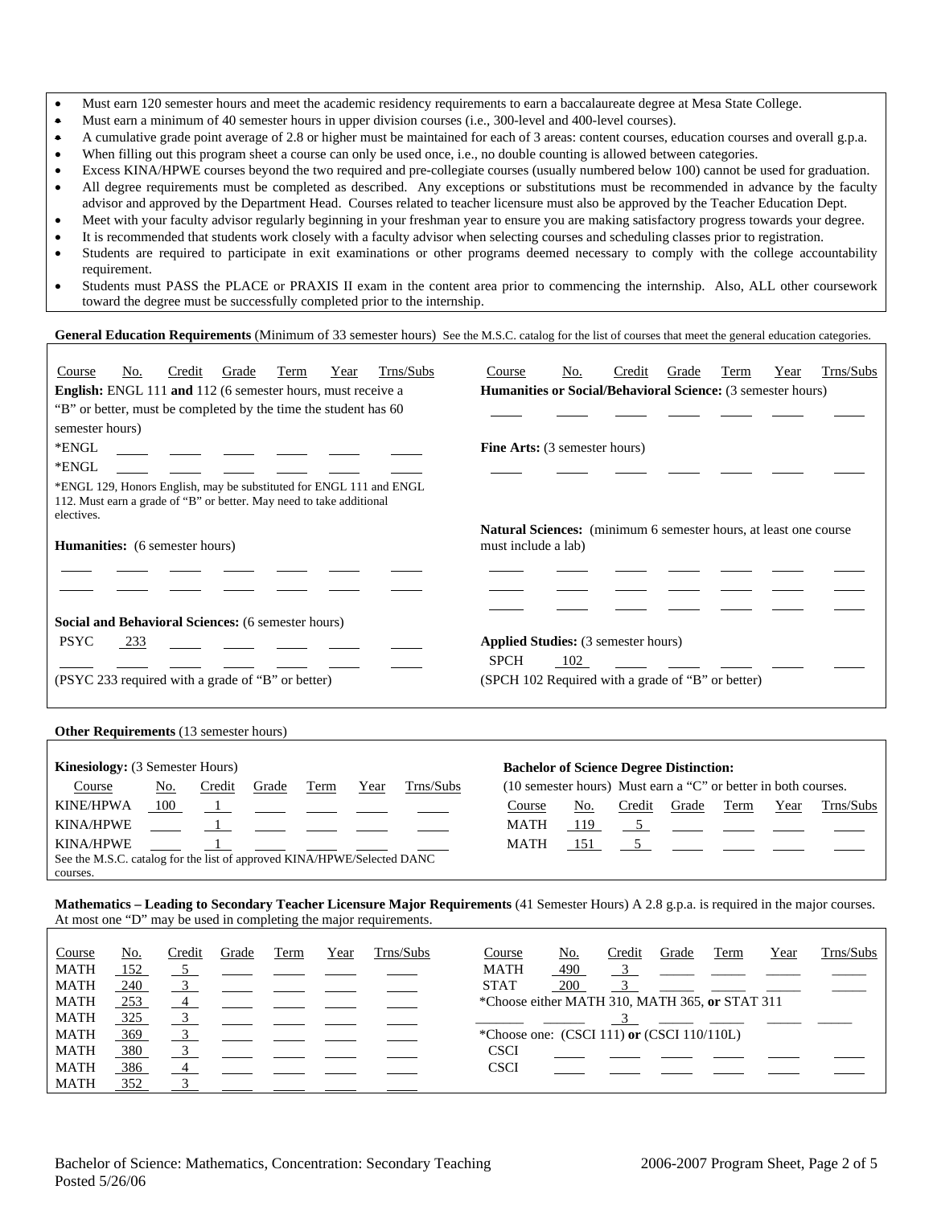- Must earn 120 semester hours and meet the academic residency requirements to earn a baccalaureate degree at Mesa State College.
- Must earn a minimum of 40 semester hours in upper division courses (i.e., 300-level and 400-level courses).
- A cumulative grade point average of 2.8 or higher must be maintained for each of 3 areas: content courses, education courses and overall g.p.a.
- When filling out this program sheet a course can only be used once, i.e., no double counting is allowed between categories.
- Excess KINA/HPWE courses beyond the two required and pre-collegiate courses (usually numbered below 100) cannot be used for graduation.
- All degree requirements must be completed as described. Any exceptions or substitutions must be recommended in advance by the faculty advisor and approved by the Department Head. Courses related to teacher licensure must also be approved by the Teacher Education Dept.
- Meet with your faculty advisor regularly beginning in your freshman year to ensure you are making satisfactory progress towards your degree.
- It is recommended that students work closely with a faculty advisor when selecting courses and scheduling classes prior to registration.
- Students are required to participate in exit examinations or other programs deemed necessary to comply with the college accountability requirement.
- Students must PASS the PLACE or PRAXIS II exam in the content area prior to commencing the internship. Also, ALL other coursework toward the degree must be successfully completed prior to the internship.

**General Education Requirements** (Minimum of 33 semester hours) See the M.S.C. catalog for the list of courses that meet the general education categories.

**English:** ENGL 111 **and** 112 (6 semester hours, must receive a "B" or better, must be completed by the time the student has 60 semester hours)

| Course | No. | Credit | Grade | Term | Year | Trns/Subs |
|---|---|---|---|---|---|---|
| *ENGL | | | | | | |
| *ENGL | | | | | | |

*ENGL 129, Honors English, may be substituted for ENGL 111 and ENGL 112. Must earn a grade of "B" or better. May need to take additional electives.

**Humanities:** (6 semester hours)

| Course | No. | Credit | Grade | Term | Year | Trns/Subs |
|---|---|---|---|---|---|---|
| | | | | | | |
| | | | | | | |

**Social and Behavioral Sciences:** (6 semester hours)

| Course | No. | Credit | Grade | Term | Year | Trns/Subs |
|---|---|---|---|---|---|---|
| PSYC | 233 | | | | | |
| | | | | | | |

(PSYC 233 required with a grade of "B" or better)

**Humanities or Social/Behavioral Science:** (3 semester hours)

| Course | No. | Credit | Grade | Term | Year | Trns/Subs |
|---|---|---|---|---|---|---|
| | | | | | | |

**Fine Arts:** (3 semester hours)

| Course | No. | Credit | Grade | Term | Year | Trns/Subs |
|---|---|---|---|---|---|---|
| | | | | | | |

**Natural Sciences:** (minimum 6 semester hours, at least one course must include a lab)

| Course | No. | Credit | Grade | Term | Year | Trns/Subs |
|---|---|---|---|---|---|---|
| | | | | | | |
| | | | | | | |
| | | | | | | |

**Applied Studies:** (3 semester hours)

| Course | No. | Credit | Grade | Term | Year | Trns/Subs |
|---|---|---|---|---|---|---|
| SPCH | 102 | | | | | |

(SPCH 102 Required with a grade of "B" or better)

**Other Requirements** (13 semester hours)

**Kinesiology:** (3 Semester Hours)

| Course | No. | Credit | Grade | Term | Year | Trns/Subs |
|---|---|---|---|---|---|---|
| KINE/HPWA | 100 | 1 | | | | |
| KINA/HPWE | | 1 | | | | |
| KINA/HPWE | | 1 | | | | |

See the M.S.C. catalog for the list of approved KINA/HPWE/Selected DANC courses.

**Bachelor of Science Degree Distinction:**

(10 semester hours) Must earn a "C" or better in both courses.

| Course | No. | Credit | Grade | Term | Year | Trns/Subs |
|---|---|---|---|---|---|---|
| MATH | 119 | 5 | | | | |
| MATH | 151 | 5 | | | | |

**Mathematics – Leading to Secondary Teacher Licensure Major Requirements** (41 Semester Hours) A 2.8 g.p.a. is required in the major courses. At most one "D" may be used in completing the major requirements.

| Course | No. | Credit | Grade | Term | Year | Trns/Subs |
|---|---|---|---|---|---|---|
| MATH | 152 | 5 | | | | |
| MATH | 240 | 3 | | | | |
| MATH | 253 | 4 | | | | |
| MATH | 325 | 3 | | | | |
| MATH | 369 | 3 | | | | |
| MATH | 380 | 3 | | | | |
| MATH | 386 | 4 | | | | |
| MATH | 352 | 3 | | | | |
| MATH | 490 | 3 | | | | |
| STAT | 200 | 3 | | | | |

*Choose either MATH 310, MATH 365, **or** STAT 311

| Course | No. | Credit | Grade | Term | Year | Trns/Subs |
|---|---|---|---|---|---|---|
| | | 3 | | | | |

*Choose one: (CSCI 111) **or** (CSCI 110/110L)

| Course | No. | Credit | Grade | Term | Year | Trns/Subs |
|---|---|---|---|---|---|---|
| CSCI | | | | | | |
| CSCI | | | | | | |

Bachelor of Science: Mathematics, Concentration: Secondary Teaching
Posted 5/26/06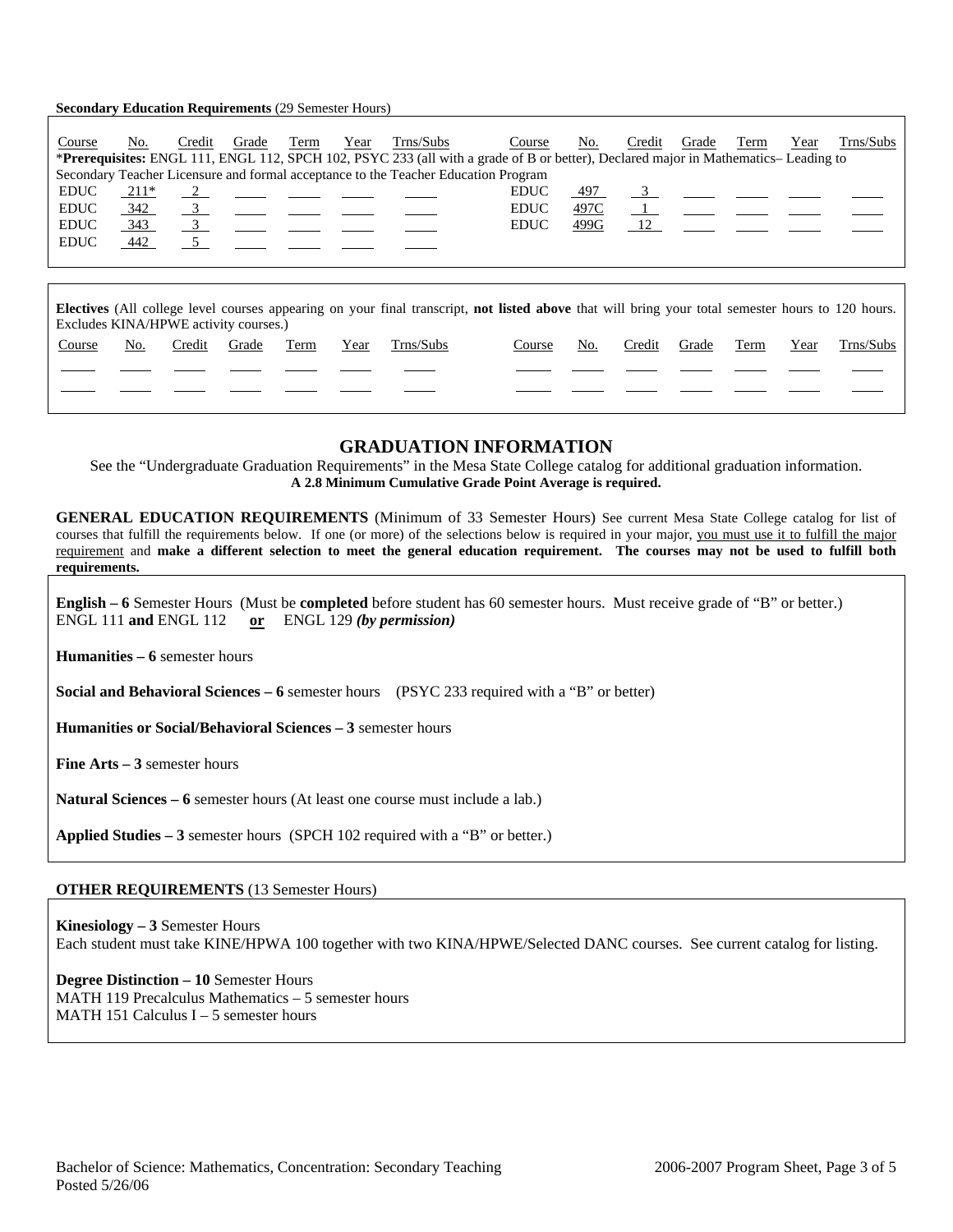**Secondary Education Requirements** (29 Semester Hours)

| Course | No. | Credit | Grade | Term | Year | Trns/Subs | Course | No. | Credit | Grade | Term | Year | Trns/Subs |
|---|---|---|---|---|---|---|---|---|---|---|---|---|---|
| EDUC | 211* | 2 | | | | | EDUC | 497 | 3 | | | | |
| EDUC | 342 | 3 | | | | | EDUC | 497C | 1 | | | | |
| EDUC | 343 | 3 | | | | | EDUC | 499G | 12 | | | | |
| EDUC | 442 | 5 | | | | | | | | | | | |

*__Prerequisites:__ ENGL 111, ENGL 112, SPCH 102, PSYC 233 (all with a grade of B or better), Declared major in Mathematics– Leading to Secondary Teacher Licensure and formal acceptance to the Teacher Education Program

**Electives** (All college level courses appearing on your final transcript, **not listed above** that will bring your total semester hours to 120 hours. Excludes KINA/HPWE activity courses.)

| Course | No. | Credit | Grade | Term | Year | Trns/Subs | Course | No. | Credit | Grade | Term | Year | Trns/Subs |
|---|---|---|---|---|---|---|---|---|---|---|---|---|---|
| | | | | | | | | | | | | | |
| | | | | | | | | | | | | | |

## GRADUATION INFORMATION

See the "Undergraduate Graduation Requirements" in the Mesa State College catalog for additional graduation information.
**A 2.8 Minimum Cumulative Grade Point Average is required.**

**GENERAL EDUCATION REQUIREMENTS** (Minimum of 33 Semester Hours) See current Mesa State College catalog for list of courses that fulfill the requirements below. If one (or more) of the selections below is required in your major, you must use it to fulfill the major requirement and **make a different selection to meet the general education requirement. The courses may not be used to fulfill both requirements.**

**English – 6** Semester Hours (Must be **completed** before student has 60 semester hours. Must receive grade of "B" or better.)
ENGL 111 **and** ENGL 112 **or** ENGL 129 ***(by permission)***

**Humanities – 6** semester hours

**Social and Behavioral Sciences – 6** semester hours (PSYC 233 required with a "B" or better)

**Humanities or Social/Behavioral Sciences – 3** semester hours

**Fine Arts – 3** semester hours

**Natural Sciences – 6** semester hours (At least one course must include a lab.)

**Applied Studies – 3** semester hours (SPCH 102 required with a "B" or better.)

**OTHER REQUIREMENTS** (13 Semester Hours)

**Kinesiology – 3** Semester Hours
Each student must take KINE/HPWA 100 together with two KINA/HPWE/Selected DANC courses. See current catalog for listing.

**Degree Distinction – 10** Semester Hours
MATH 119 Precalculus Mathematics – 5 semester hours
MATH 151 Calculus I – 5 semester hours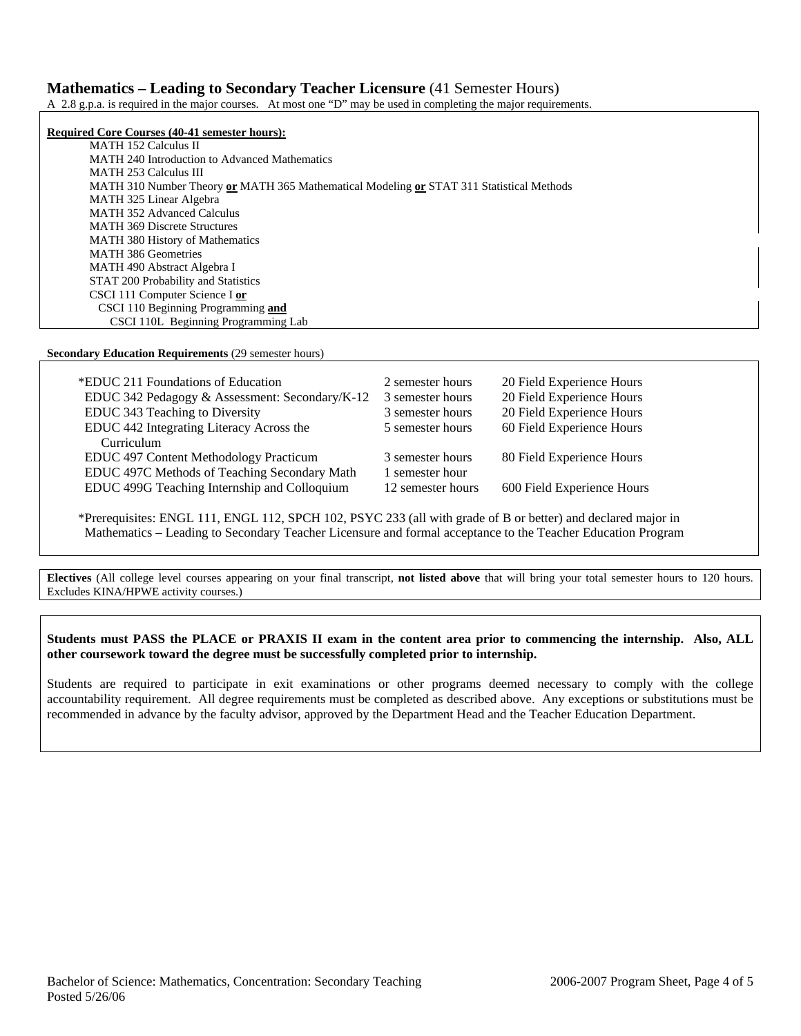## Mathematics – Leading to Secondary Teacher Licensure (41 Semester Hours)

A 2.8 g.p.a. is required in the major courses. At most one "D" may be used in completing the major requirements.

**Required Core Courses (40-41 semester hours):**

- MATH 152 Calculus II
- MATH 240 Introduction to Advanced Mathematics
- MATH 253 Calculus III
- MATH 310 Number Theory **or** MATH 365 Mathematical Modeling **or** STAT 311 Statistical Methods
- MATH 325 Linear Algebra
- MATH 352 Advanced Calculus
- MATH 369 Discrete Structures
- MATH 380 History of Mathematics
- MATH 386 Geometries
- MATH 490 Abstract Algebra I
- STAT 200 Probability and Statistics
- CSCI 111 Computer Science I **or**
  - CSCI 110 Beginning Programming **and**
    - CSCI 110L Beginning Programming Lab

**Secondary Education Requirements** (29 semester hours)

| Course | Semester Hours | Field Experience |
|---|---|---|
| *EDUC 211 Foundations of Education | 2 semester hours | 20 Field Experience Hours |
| EDUC 342 Pedagogy & Assessment: Secondary/K-12 | 3 semester hours | 20 Field Experience Hours |
| EDUC 343 Teaching to Diversity | 3 semester hours | 20 Field Experience Hours |
| EDUC 442 Integrating Literacy Across the Curriculum | 5 semester hours | 60 Field Experience Hours |
| EDUC 497 Content Methodology Practicum | 3 semester hours | 80 Field Experience Hours |
| EDUC 497C Methods of Teaching Secondary Math | 1 semester hour | |
| EDUC 499G Teaching Internship and Colloquium | 12 semester hours | 600 Field Experience Hours |

*Prerequisites: ENGL 111, ENGL 112, SPCH 102, PSYC 233 (all with grade of B or better) and declared major in Mathematics – Leading to Secondary Teacher Licensure and formal acceptance to the Teacher Education Program

**Electives** (All college level courses appearing on your final transcript, **not listed above** that will bring your total semester hours to 120 hours. Excludes KINA/HPWE activity courses.)

**Students must PASS the PLACE or PRAXIS II exam in the content area prior to commencing the internship. Also, ALL other coursework toward the degree must be successfully completed prior to internship.**

Students are required to participate in exit examinations or other programs deemed necessary to comply with the college accountability requirement. All degree requirements must be completed as described above. Any exceptions or substitutions must be recommended in advance by the faculty advisor, approved by the Department Head and the Teacher Education Department.

Bachelor of Science: Mathematics, Concentration: Secondary Teaching
Posted 5/26/06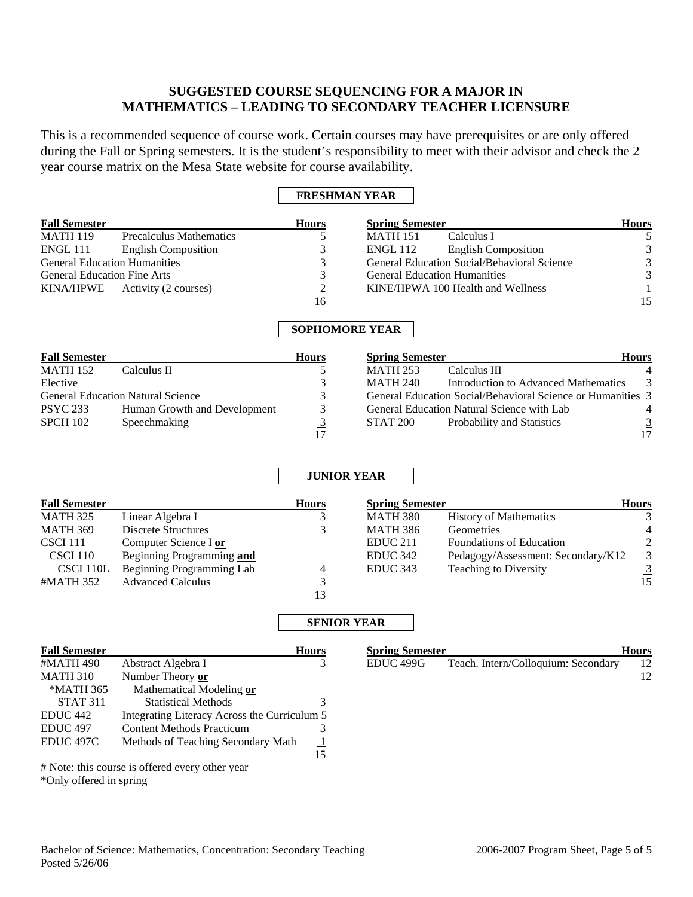# SUGGESTED COURSE SEQUENCING FOR A MAJOR IN MATHEMATICS – LEADING TO SECONDARY TEACHER LICENSURE

This is a recommended sequence of course work. Certain courses may have prerequisites or are only offered during the Fall or Spring semesters. It is the student's responsibility to meet with their advisor and check the 2 year course matrix on the Mesa State website for course availability.

## FRESHMAN YEAR

| Fall Semester | | Hours | Spring Semester | | Hours |
|---|---|---|---|---|---|
| MATH 119 | Precalculus Mathematics | 5 | MATH 151 | Calculus I | 5 |
| ENGL 111 | English Composition | 3 | ENGL 112 | English Composition | 3 |
| General Education Humanities | | 3 | General Education Social/Behavioral Science | | 3 |
| General Education Fine Arts | | 3 | General Education Humanities | | 3 |
| KINA/HPWE | Activity (2 courses) | 2 | KINE/HPWA 100 Health and Wellness | | 1 |
| | | 16 | | | 15 |

## SOPHOMORE YEAR

| Fall Semester | | Hours | Spring Semester | | Hours |
|---|---|---|---|---|---|
| MATH 152 | Calculus II | 5 | MATH 253 | Calculus III | 4 |
| Elective | | 3 | MATH 240 | Introduction to Advanced Mathematics | 3 |
| General Education Natural Science | | 3 | General Education Social/Behavioral Science or Humanities | | 3 |
| PSYC 233 | Human Growth and Development | 3 | General Education Natural Science with Lab | | 4 |
| SPCH 102 | Speechmaking | 3 | STAT 200 | Probability and Statistics | 3 |
| | | 17 | | | 17 |

## JUNIOR YEAR

| Fall Semester | | Hours | Spring Semester | | Hours |
|---|---|---|---|---|---|
| MATH 325 | Linear Algebra I | 3 | MATH 380 | History of Mathematics | 3 |
| MATH 369 | Discrete Structures | 3 | MATH 386 | Geometries | 4 |
| CSCI 111 | Computer Science I **or** | | EDUC 211 | Foundations of Education | 2 |
| CSCI 110 | Beginning Programming **and** | | EDUC 342 | Pedagogy/Assessment: Secondary/K12 | 3 |
| CSCI 110L | Beginning Programming Lab | 4 | EDUC 343 | Teaching to Diversity | 3 |
| #MATH 352 | Advanced Calculus | 3 | | | 15 |
| | | 13 | | | |

## SENIOR YEAR

| Fall Semester | | Hours | Spring Semester | | Hours |
|---|---|---|---|---|---|
| #MATH 490 | Abstract Algebra I | 3 | EDUC 499G | Teach. Intern/Colloquium: Secondary | 12 |
| MATH 310 | Number Theory **or** | | | | 12 |
| *MATH 365 | Mathematical Modeling **or** | | | | |
| STAT 311 | Statistical Methods | 3 | | | |
| EDUC 442 | Integrating Literacy Across the Curriculum | 5 | | | |
| EDUC 497 | Content Methods Practicum | 3 | | | |
| EDUC 497C | Methods of Teaching Secondary Math | 1 | | | |
| | | 15 | | | |

# Note: this course is offered every other year
*Only offered in spring

Bachelor of Science: Mathematics, Concentration: Secondary Teaching
Posted 5/26/06
2006-2007 Program Sheet